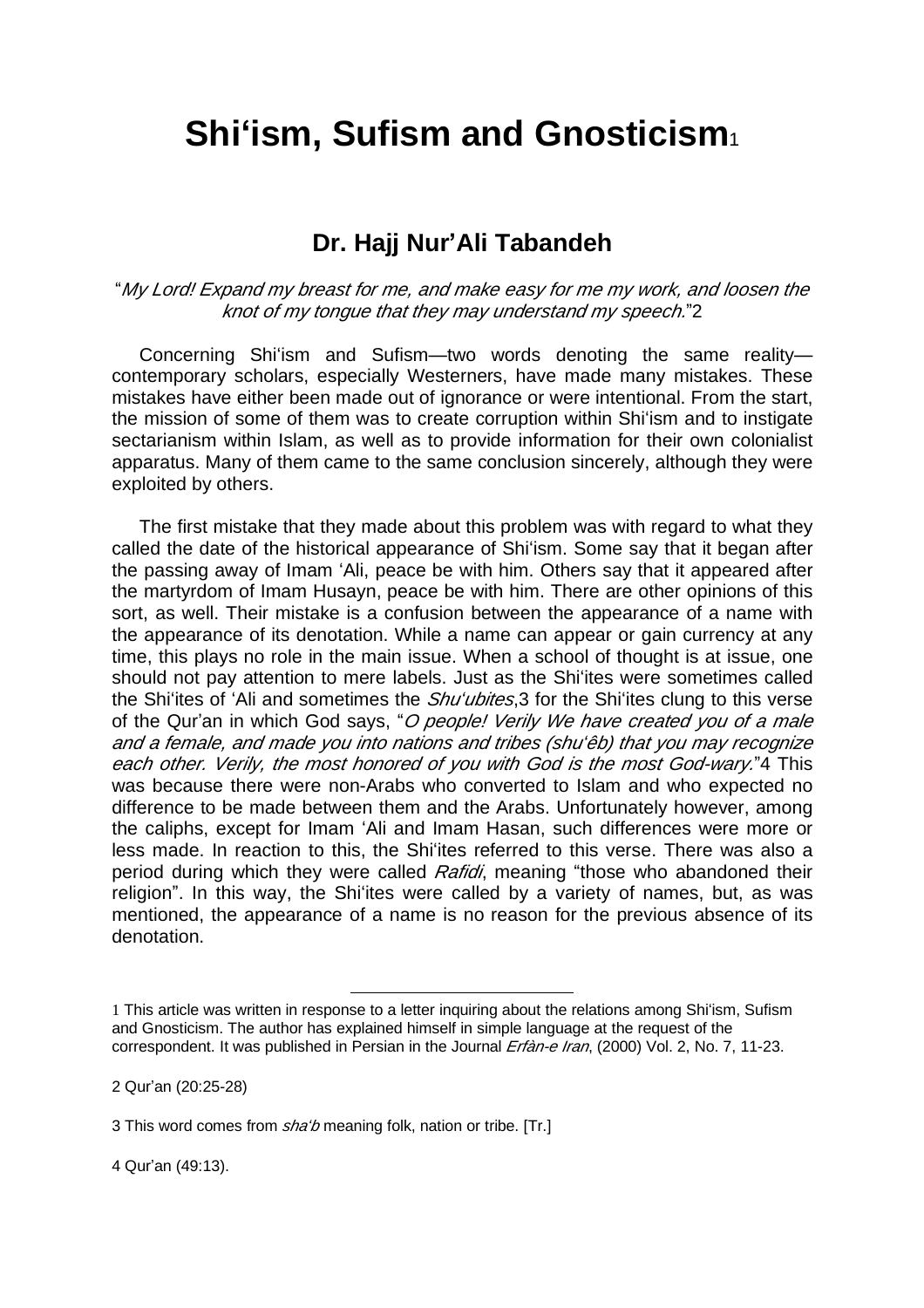# Shi'ism, Sufism and Gnosticism[1]

## Dr. Hajj Nur'Ali Tabandeh

"*My Lord! Expand my breast for me, and make easy for me my work, and loosen the knot of my tongue that they may understand my speech.*"[2]

Concerning Shi'ism and Sufism—two words denoting the same reality—contemporary scholars, especially Westerners, have made many mistakes. These mistakes have either been made out of ignorance or were intentional. From the start, the mission of some of them was to create corruption within Shi'ism and to instigate sectarianism within Islam, as well as to provide information for their own colonialist apparatus. Many of them came to the same conclusion sincerely, although they were exploited by others.

The first mistake that they made about this problem was with regard to what they called the date of the historical appearance of Shi'ism. Some say that it began after the passing away of Imam 'Ali, peace be with him. Others say that it appeared after the martyrdom of Imam Husayn, peace be with him. There are other opinions of this sort, as well. Their mistake is a confusion between the appearance of a name with the appearance of its denotation. While a name can appear or gain currency at any time, this plays no role in the main issue. When a school of thought is at issue, one should not pay attention to mere labels. Just as the Shi'ites were sometimes called the Shi'ites of 'Ali and sometimes the *Shu'ubites*,[3] for the Shi'ites clung to this verse of the Qur'an in which God says, "*O people! Verily We have created you of a male and a female, and made you into nations and tribes (shu'êb) that you may recognize each other. Verily, the most honored of you with God is the most God-wary.*"[4] This was because there were non-Arabs who converted to Islam and who expected no difference to be made between them and the Arabs. Unfortunately however, among the caliphs, except for Imam 'Ali and Imam Hasan, such differences were more or less made. In reaction to this, the Shi'ites referred to this verse. There was also a period during which they were called *Rafidi*, meaning "those who abandoned their religion". In this way, the Shi'ites were called by a variety of names, but, as was mentioned, the appearance of a name is no reason for the previous absence of its denotation.

---

[1] This article was written in response to a letter inquiring about the relations among Shi'ism, Sufism and Gnosticism. The author has explained himself in simple language at the request of the correspondent. It was published in Persian in the Journal *Erfàn-e Iran*, (2000) Vol. 2, No. 7, 11-23.

[2] Qur'an (20:25-28)

[3] This word comes from *sha'b* meaning folk, nation or tribe. [Tr.]

[4] Qur'an (49:13).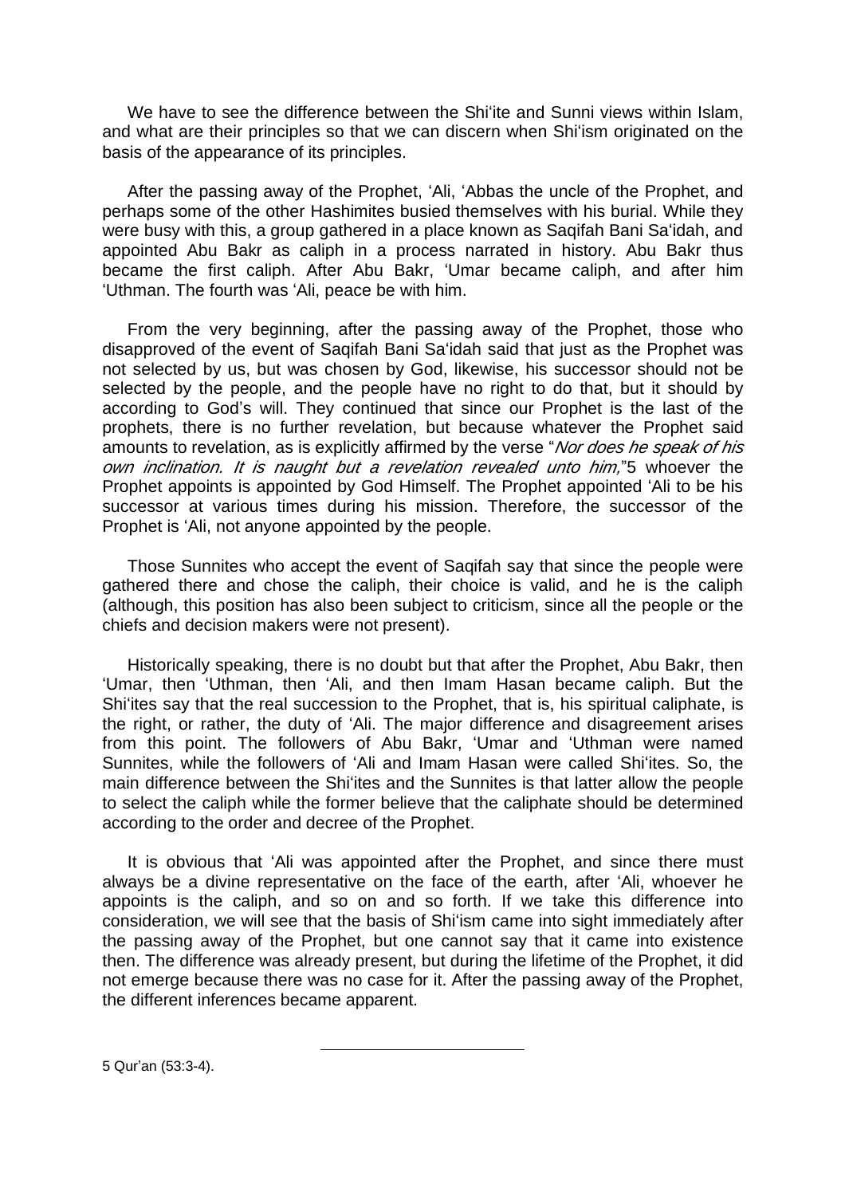We have to see the difference between the Shi'ite and Sunni views within Islam, and what are their principles so that we can discern when Shi'ism originated on the basis of the appearance of its principles.

After the passing away of the Prophet, 'Ali, 'Abbas the uncle of the Prophet, and perhaps some of the other Hashimites busied themselves with his burial. While they were busy with this, a group gathered in a place known as Saqifah Bani Sa'idah, and appointed Abu Bakr as caliph in a process narrated in history. Abu Bakr thus became the first caliph. After Abu Bakr, 'Umar became caliph, and after him 'Uthman. The fourth was 'Ali, peace be with him.

From the very beginning, after the passing away of the Prophet, those who disapproved of the event of Saqifah Bani Sa'idah said that just as the Prophet was not selected by us, but was chosen by God, likewise, his successor should not be selected by the people, and the people have no right to do that, but it should by according to God's will. They continued that since our Prophet is the last of the prophets, there is no further revelation, but because whatever the Prophet said amounts to revelation, as is explicitly affirmed by the verse "*Nor does he speak of his own inclination. It is naught but a revelation revealed unto him,*"[5] whoever the Prophet appoints is appointed by God Himself. The Prophet appointed 'Ali to be his successor at various times during his mission. Therefore, the successor of the Prophet is 'Ali, not anyone appointed by the people.

Those Sunnites who accept the event of Saqifah say that since the people were gathered there and chose the caliph, their choice is valid, and he is the caliph (although, this position has also been subject to criticism, since all the people or the chiefs and decision makers were not present).

Historically speaking, there is no doubt but that after the Prophet, Abu Bakr, then 'Umar, then 'Uthman, then 'Ali, and then Imam Hasan became caliph. But the Shi'ites say that the real succession to the Prophet, that is, his spiritual caliphate, is the right, or rather, the duty of 'Ali. The major difference and disagreement arises from this point. The followers of Abu Bakr, 'Umar and 'Uthman were named Sunnites, while the followers of 'Ali and Imam Hasan were called Shi'ites. So, the main difference between the Shi'ites and the Sunnites is that latter allow the people to select the caliph while the former believe that the caliphate should be determined according to the order and decree of the Prophet.

It is obvious that 'Ali was appointed after the Prophet, and since there must always be a divine representative on the face of the earth, after 'Ali, whoever he appoints is the caliph, and so on and so forth. If we take this difference into consideration, we will see that the basis of Shi'ism came into sight immediately after the passing away of the Prophet, but one cannot say that it came into existence then. The difference was already present, but during the lifetime of the Prophet, it did not emerge because there was no case for it. After the passing away of the Prophet, the different inferences became apparent.

---

5 Qur'an (53:3-4).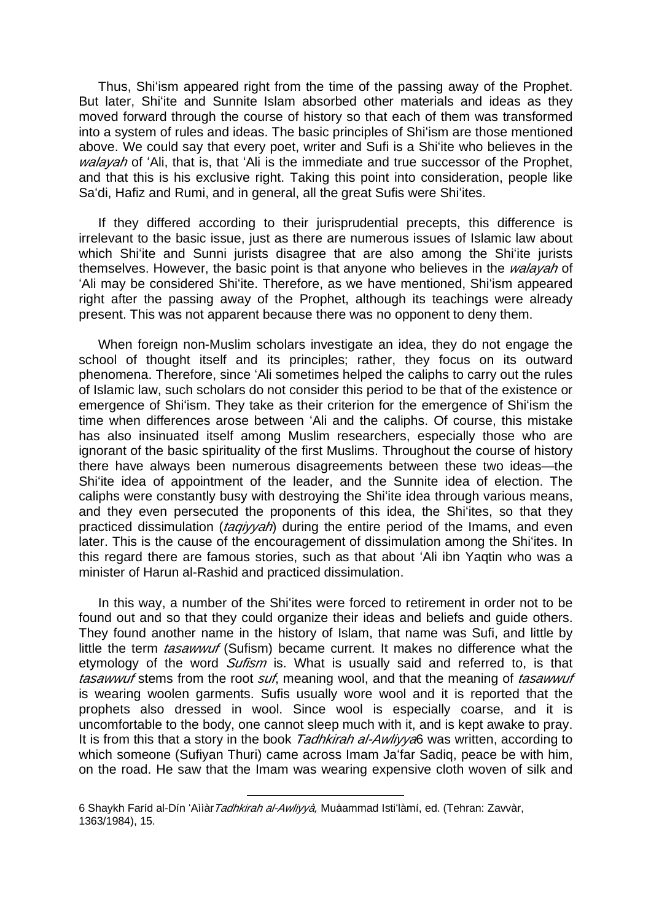Thus, Shi'ism appeared right from the time of the passing away of the Prophet. But later, Shi'ite and Sunnite Islam absorbed other materials and ideas as they moved forward through the course of history so that each of them was transformed into a system of rules and ideas. The basic principles of Shi'ism are those mentioned above. We could say that every poet, writer and Sufi is a Shi'ite who believes in the *walayah* of 'Ali, that is, that 'Ali is the immediate and true successor of the Prophet, and that this is his exclusive right. Taking this point into consideration, people like Sa'di, Hafiz and Rumi, and in general, all the great Sufis were Shi'ites.

If they differed according to their jurisprudential precepts, this difference is irrelevant to the basic issue, just as there are numerous issues of Islamic law about which Shi'ite and Sunni jurists disagree that are also among the Shi'ite jurists themselves. However, the basic point is that anyone who believes in the *walayah* of 'Ali may be considered Shi'ite. Therefore, as we have mentioned, Shi'ism appeared right after the passing away of the Prophet, although its teachings were already present. This was not apparent because there was no opponent to deny them.

When foreign non-Muslim scholars investigate an idea, they do not engage the school of thought itself and its principles; rather, they focus on its outward phenomena. Therefore, since 'Ali sometimes helped the caliphs to carry out the rules of Islamic law, such scholars do not consider this period to be that of the existence or emergence of Shi'ism. They take as their criterion for the emergence of Shi'ism the time when differences arose between 'Ali and the caliphs. Of course, this mistake has also insinuated itself among Muslim researchers, especially those who are ignorant of the basic spirituality of the first Muslims. Throughout the course of history there have always been numerous disagreements between these two ideas—the Shi'ite idea of appointment of the leader, and the Sunnite idea of election. The caliphs were constantly busy with destroying the Shi'ite idea through various means, and they even persecuted the proponents of this idea, the Shi'ites, so that they practiced dissimulation (*taqiyyah*) during the entire period of the Imams, and even later. This is the cause of the encouragement of dissimulation among the Shi'ites. In this regard there are famous stories, such as that about 'Ali ibn Yaqtin who was a minister of Harun al-Rashid and practiced dissimulation.

In this way, a number of the Shi'ites were forced to retirement in order not to be found out and so that they could organize their ideas and beliefs and guide others. They found another name in the history of Islam, that name was Sufi, and little by little the term *tasawwuf* (Sufism) became current. It makes no difference what the etymology of the word *Sufism* is. What is usually said and referred to, is that *tasawwuf* stems from the root *suf*, meaning wool, and that the meaning of *tasawwuf* is wearing woolen garments. Sufis usually wore wool and it is reported that the prophets also dressed in wool. Since wool is especially coarse, and it is uncomfortable to the body, one cannot sleep much with it, and is kept awake to pray. It is from this that a story in the book *Tadhkirah al-Awliyya*[6] was written, according to which someone (Sufiyan Thuri) came across Imam Ja'far Sadiq, peace be with him, on the road. He saw that the Imam was wearing expensive cloth woven of silk and

---

6 Shaykh Faríd al-Dín 'Aììàr *Tadhkirah al-Awliyyà,* Muåammad Isti'làmí, ed. (Tehran: Zavvàr, 1363/1984), 15.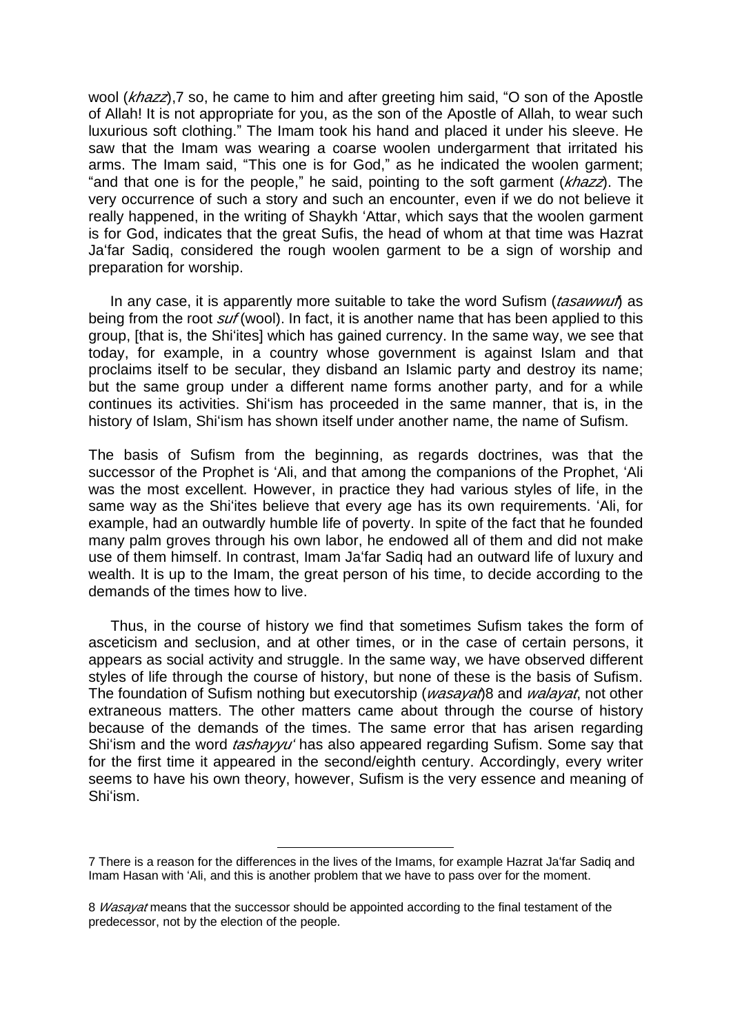wool (*khazz*),[7] so, he came to him and after greeting him said, "O son of the Apostle of Allah! It is not appropriate for you, as the son of the Apostle of Allah, to wear such luxurious soft clothing." The Imam took his hand and placed it under his sleeve. He saw that the Imam was wearing a coarse woolen undergarment that irritated his arms. The Imam said, "This one is for God," as he indicated the woolen garment; "and that one is for the people," he said, pointing to the soft garment (*khazz*). The very occurrence of such a story and such an encounter, even if we do not believe it really happened, in the writing of Shaykh 'Attar, which says that the woolen garment is for God, indicates that the great Sufis, the head of whom at that time was Hazrat Ja'far Sadiq, considered the rough woolen garment to be a sign of worship and preparation for worship.

In any case, it is apparently more suitable to take the word Sufism (*tasawwuf*) as being from the root *suf* (wool). In fact, it is another name that has been applied to this group, [that is, the Shi'ites] which has gained currency. In the same way, we see that today, for example, in a country whose government is against Islam and that proclaims itself to be secular, they disband an Islamic party and destroy its name; but the same group under a different name forms another party, and for a while continues its activities. Shi'ism has proceeded in the same manner, that is, in the history of Islam, Shi'ism has shown itself under another name, the name of Sufism.

The basis of Sufism from the beginning, as regards doctrines, was that the successor of the Prophet is 'Ali, and that among the companions of the Prophet, 'Ali was the most excellent. However, in practice they had various styles of life, in the same way as the Shi'ites believe that every age has its own requirements. 'Ali, for example, had an outwardly humble life of poverty. In spite of the fact that he founded many palm groves through his own labor, he endowed all of them and did not make use of them himself. In contrast, Imam Ja'far Sadiq had an outward life of luxury and wealth. It is up to the Imam, the great person of his time, to decide according to the demands of the times how to live.

Thus, in the course of history we find that sometimes Sufism takes the form of asceticism and seclusion, and at other times, or in the case of certain persons, it appears as social activity and struggle. In the same way, we have observed different styles of life through the course of history, but none of these is the basis of Sufism. The foundation of Sufism nothing but executorship (*wasayat*)[8] and *walayat*, not other extraneous matters. The other matters came about through the course of history because of the demands of the times. The same error that has arisen regarding Shi'ism and the word *tashayyu'* has also appeared regarding Sufism. Some say that for the first time it appeared in the second/eighth century. Accordingly, every writer seems to have his own theory, however, Sufism is the very essence and meaning of Shi'ism.

---

7 There is a reason for the differences in the lives of the Imams, for example Hazrat Ja'far Sadiq and Imam Hasan with 'Ali, and this is another problem that we have to pass over for the moment.

8 *Wasayat* means that the successor should be appointed according to the final testament of the predecessor, not by the election of the people.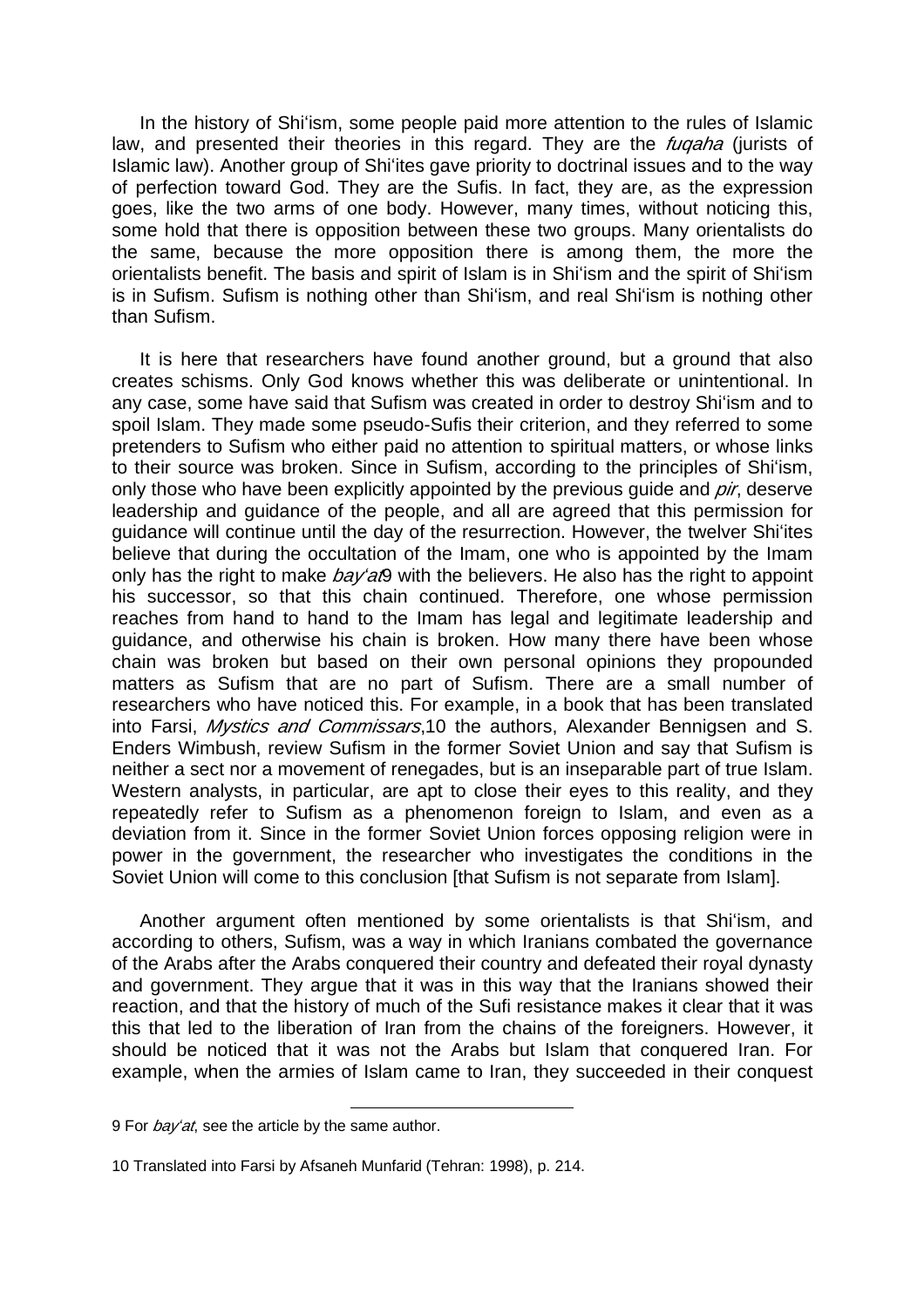In the history of Shi'ism, some people paid more attention to the rules of Islamic law, and presented their theories in this regard. They are the *fuqaha* (jurists of Islamic law). Another group of Shi'ites gave priority to doctrinal issues and to the way of perfection toward God. They are the Sufis. In fact, they are, as the expression goes, like the two arms of one body. However, many times, without noticing this, some hold that there is opposition between these two groups. Many orientalists do the same, because the more opposition there is among them, the more the orientalists benefit. The basis and spirit of Islam is in Shi'ism and the spirit of Shi'ism is in Sufism. Sufism is nothing other than Shi'ism, and real Shi'ism is nothing other than Sufism.

It is here that researchers have found another ground, but a ground that also creates schisms. Only God knows whether this was deliberate or unintentional. In any case, some have said that Sufism was created in order to destroy Shi'ism and to spoil Islam. They made some pseudo-Sufis their criterion, and they referred to some pretenders to Sufism who either paid no attention to spiritual matters, or whose links to their source was broken. Since in Sufism, according to the principles of Shi'ism, only those who have been explicitly appointed by the previous guide and *pir*, deserve leadership and guidance of the people, and all are agreed that this permission for guidance will continue until the day of the resurrection. However, the twelver Shi'ites believe that during the occultation of the Imam, one who is appointed by the Imam only has the right to make *bay'at*[9] with the believers. He also has the right to appoint his successor, so that this chain continued. Therefore, one whose permission reaches from hand to hand to the Imam has legal and legitimate leadership and guidance, and otherwise his chain is broken. How many there have been whose chain was broken but based on their own personal opinions they propounded matters as Sufism that are no part of Sufism. There are a small number of researchers who have noticed this. For example, in a book that has been translated into Farsi, *Mystics and Commissars*,[10] the authors, Alexander Bennigsen and S. Enders Wimbush, review Sufism in the former Soviet Union and say that Sufism is neither a sect nor a movement of renegades, but is an inseparable part of true Islam. Western analysts, in particular, are apt to close their eyes to this reality, and they repeatedly refer to Sufism as a phenomenon foreign to Islam, and even as a deviation from it. Since in the former Soviet Union forces opposing religion were in power in the government, the researcher who investigates the conditions in the Soviet Union will come to this conclusion [that Sufism is not separate from Islam].

Another argument often mentioned by some orientalists is that Shi'ism, and according to others, Sufism, was a way in which Iranians combated the governance of the Arabs after the Arabs conquered their country and defeated their royal dynasty and government. They argue that it was in this way that the Iranians showed their reaction, and that the history of much of the Sufi resistance makes it clear that it was this that led to the liberation of Iran from the chains of the foreigners. However, it should be noticed that it was not the Arabs but Islam that conquered Iran. For example, when the armies of Islam came to Iran, they succeeded in their conquest

---

9 For *bay'at*, see the article by the same author.

10 Translated into Farsi by Afsaneh Munfarid (Tehran: 1998), p. 214.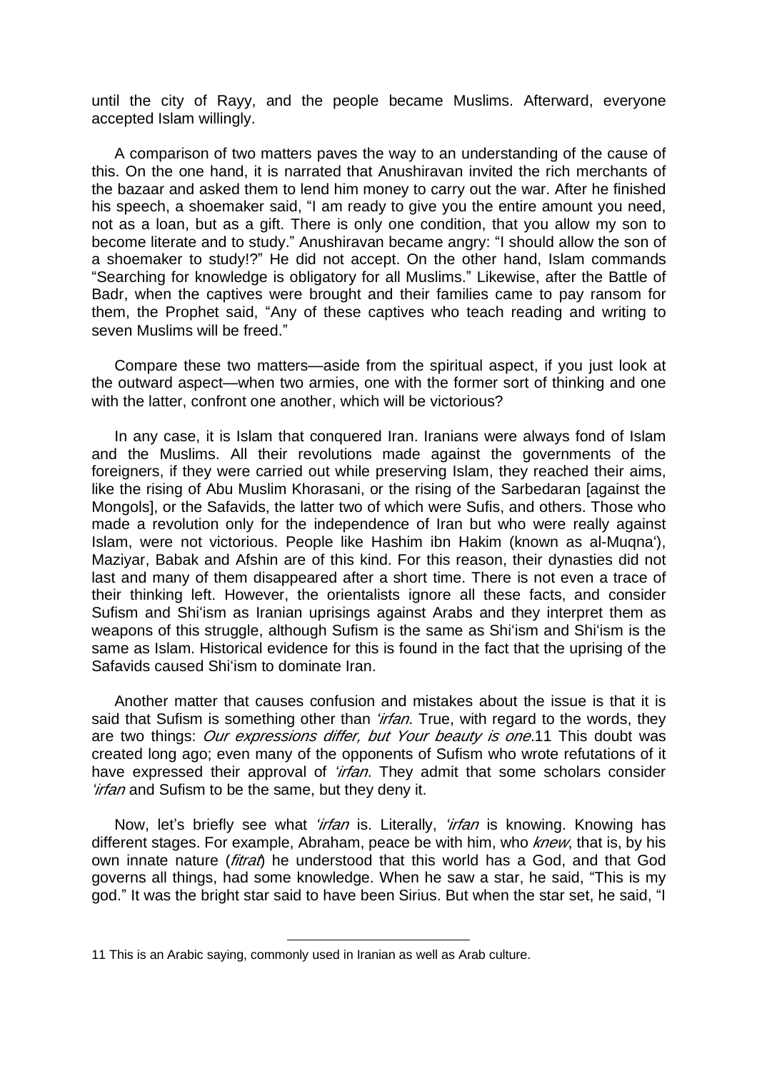until the city of Rayy, and the people became Muslims. Afterward, everyone accepted Islam willingly.

A comparison of two matters paves the way to an understanding of the cause of this. On the one hand, it is narrated that Anushiravan invited the rich merchants of the bazaar and asked them to lend him money to carry out the war. After he finished his speech, a shoemaker said, "I am ready to give you the entire amount you need, not as a loan, but as a gift. There is only one condition, that you allow my son to become literate and to study." Anushiravan became angry: "I should allow the son of a shoemaker to study!?" He did not accept. On the other hand, Islam commands "Searching for knowledge is obligatory for all Muslims." Likewise, after the Battle of Badr, when the captives were brought and their families came to pay ransom for them, the Prophet said, "Any of these captives who teach reading and writing to seven Muslims will be freed."

Compare these two matters—aside from the spiritual aspect, if you just look at the outward aspect—when two armies, one with the former sort of thinking and one with the latter, confront one another, which will be victorious?

In any case, it is Islam that conquered Iran. Iranians were always fond of Islam and the Muslims. All their revolutions made against the governments of the foreigners, if they were carried out while preserving Islam, they reached their aims, like the rising of Abu Muslim Khorasani, or the rising of the Sarbedaran [against the Mongols], or the Safavids, the latter two of which were Sufis, and others. Those who made a revolution only for the independence of Iran but who were really against Islam, were not victorious. People like Hashim ibn Hakim (known as al-Muqna'), Maziyar, Babak and Afshin are of this kind. For this reason, their dynasties did not last and many of them disappeared after a short time. There is not even a trace of their thinking left. However, the orientalists ignore all these facts, and consider Sufism and Shi'ism as Iranian uprisings against Arabs and they interpret them as weapons of this struggle, although Sufism is the same as Shi'ism and Shi'ism is the same as Islam. Historical evidence for this is found in the fact that the uprising of the Safavids caused Shi'ism to dominate Iran.

Another matter that causes confusion and mistakes about the issue is that it is said that Sufism is something other than *'irfan*. True, with regard to the words, they are two things: *Our expressions differ, but Your beauty is one*.11 This doubt was created long ago; even many of the opponents of Sufism who wrote refutations of it have expressed their approval of *'irfan*. They admit that some scholars consider *'irfan* and Sufism to be the same, but they deny it.

Now, let's briefly see what *'irfan* is. Literally, *'irfan* is knowing. Knowing has different stages. For example, Abraham, peace be with him, who *knew*, that is, by his own innate nature (*fitrat*) he understood that this world has a God, and that God governs all things, had some knowledge. When he saw a star, he said, "This is my god." It was the bright star said to have been Sirius. But when the star set, he said, "I

---

11 This is an Arabic saying, commonly used in Iranian as well as Arab culture.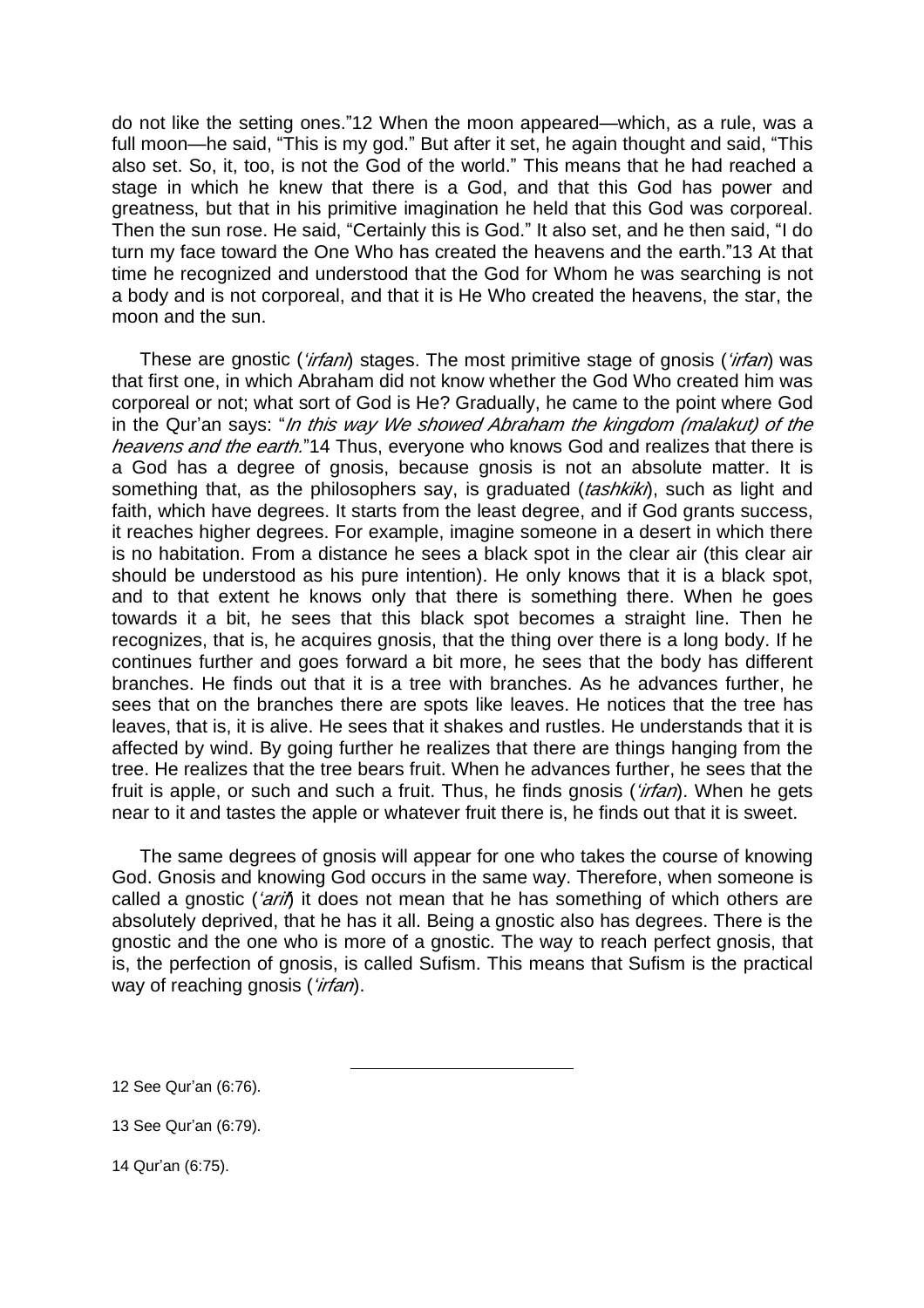do not like the setting ones."12 When the moon appeared—which, as a rule, was a full moon—he said, "This is my god." But after it set, he again thought and said, "This also set. So, it, too, is not the God of the world." This means that he had reached a stage in which he knew that there is a God, and that this God has power and greatness, but that in his primitive imagination he held that this God was corporeal. Then the sun rose. He said, "Certainly this is God." It also set, and he then said, "I do turn my face toward the One Who has created the heavens and the earth."13 At that time he recognized and understood that the God for Whom he was searching is not a body and is not corporeal, and that it is He Who created the heavens, the star, the moon and the sun.

These are gnostic (*'irfani*) stages. The most primitive stage of gnosis (*'irfan*) was that first one, in which Abraham did not know whether the God Who created him was corporeal or not; what sort of God is He? Gradually, he came to the point where God in the Qur'an says: "*In this way We showed Abraham the kingdom (malakut) of the heavens and the earth.*"14 Thus, everyone who knows God and realizes that there is a God has a degree of gnosis, because gnosis is not an absolute matter. It is something that, as the philosophers say, is graduated (*tashkiki*), such as light and faith, which have degrees. It starts from the least degree, and if God grants success, it reaches higher degrees. For example, imagine someone in a desert in which there is no habitation. From a distance he sees a black spot in the clear air (this clear air should be understood as his pure intention). He only knows that it is a black spot, and to that extent he knows only that there is something there. When he goes towards it a bit, he sees that this black spot becomes a straight line. Then he recognizes, that is, he acquires gnosis, that the thing over there is a long body. If he continues further and goes forward a bit more, he sees that the body has different branches. He finds out that it is a tree with branches. As he advances further, he sees that on the branches there are spots like leaves. He notices that the tree has leaves, that is, it is alive. He sees that it shakes and rustles. He understands that it is affected by wind. By going further he realizes that there are things hanging from the tree. He realizes that the tree bears fruit. When he advances further, he sees that the fruit is apple, or such and such a fruit. Thus, he finds gnosis (*'irfan*). When he gets near to it and tastes the apple or whatever fruit there is, he finds out that it is sweet.

The same degrees of gnosis will appear for one who takes the course of knowing God. Gnosis and knowing God occurs in the same way. Therefore, when someone is called a gnostic (*'arif*) it does not mean that he has something of which others are absolutely deprived, that he has it all. Being a gnostic also has degrees. There is the gnostic and the one who is more of a gnostic. The way to reach perfect gnosis, that is, the perfection of gnosis, is called Sufism. This means that Sufism is the practical way of reaching gnosis (*'irfan*).

---

12 See Qur'an (6:76).

13 See Qur'an (6:79).

14 Qur'an (6:75).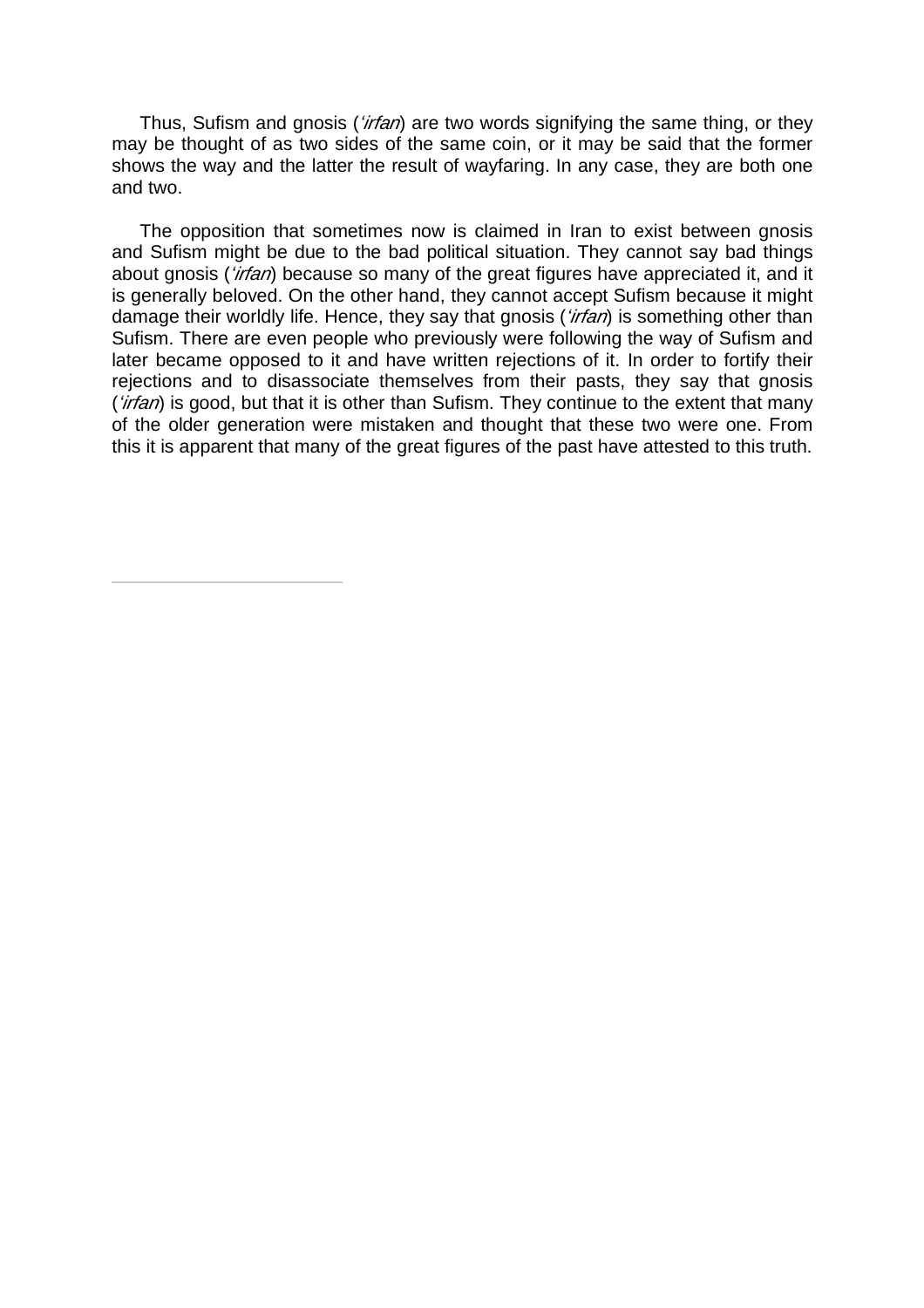Thus, Sufism and gnosis (*'irfan*) are two words signifying the same thing, or they may be thought of as two sides of the same coin, or it may be said that the former shows the way and the latter the result of wayfaring. In any case, they are both one and two.

The opposition that sometimes now is claimed in Iran to exist between gnosis and Sufism might be due to the bad political situation. They cannot say bad things about gnosis (*'irfan*) because so many of the great figures have appreciated it, and it is generally beloved. On the other hand, they cannot accept Sufism because it might damage their worldly life. Hence, they say that gnosis (*'irfan*) is something other than Sufism. There are even people who previously were following the way of Sufism and later became opposed to it and have written rejections of it. In order to fortify their rejections and to disassociate themselves from their pasts, they say that gnosis (*'irfan*) is good, but that it is other than Sufism. They continue to the extent that many of the older generation were mistaken and thought that these two were one. From this it is apparent that many of the great figures of the past have attested to this truth.